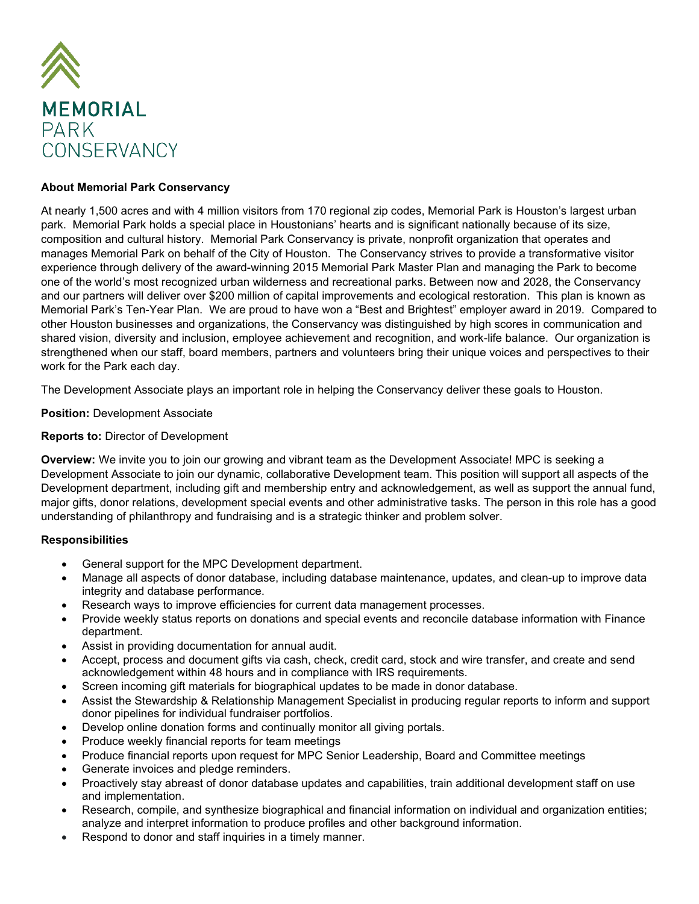MEMORIAL
PARK
CONSERVANCY

**About Memorial Park Conservancy**

At nearly 1,500 acres and with 4 million visitors from 170 regional zip codes, Memorial Park is Houston's largest urban park. Memorial Park holds a special place in Houstonians' hearts and is significant nationally because of its size, composition and cultural history. Memorial Park Conservancy is private, nonprofit organization that operates and manages Memorial Park on behalf of the City of Houston. The Conservancy strives to provide a transformative visitor experience through delivery of the award-winning 2015 Memorial Park Master Plan and managing the Park to become one of the world's most recognized urban wilderness and recreational parks. Between now and 2028, the Conservancy and our partners will deliver over $200 million of capital improvements and ecological restoration. This plan is known as Memorial Park's Ten-Year Plan. We are proud to have won a "Best and Brightest" employer award in 2019. Compared to other Houston businesses and organizations, the Conservancy was distinguished by high scores in communication and shared vision, diversity and inclusion, employee achievement and recognition, and work-life balance. Our organization is strengthened when our staff, board members, partners and volunteers bring their unique voices and perspectives to their work for the Park each day.

The Development Associate plays an important role in helping the Conservancy deliver these goals to Houston.

**Position:** Development Associate

**Reports to:** Director of Development

**Overview:** We invite you to join our growing and vibrant team as the Development Associate! MPC is seeking a Development Associate to join our dynamic, collaborative Development team. This position will support all aspects of the Development department, including gift and membership entry and acknowledgement, as well as support the annual fund, major gifts, donor relations, development special events and other administrative tasks. The person in this role has a good understanding of philanthropy and fundraising and is a strategic thinker and problem solver.

**Responsibilities**

- General support for the MPC Development department.
- Manage all aspects of donor database, including database maintenance, updates, and clean-up to improve data integrity and database performance.
- Research ways to improve efficiencies for current data management processes.
- Provide weekly status reports on donations and special events and reconcile database information with Finance department.
- Assist in providing documentation for annual audit.
- Accept, process and document gifts via cash, check, credit card, stock and wire transfer, and create and send acknowledgement within 48 hours and in compliance with IRS requirements.
- Screen incoming gift materials for biographical updates to be made in donor database.
- Assist the Stewardship & Relationship Management Specialist in producing regular reports to inform and support donor pipelines for individual fundraiser portfolios.
- Develop online donation forms and continually monitor all giving portals.
- Produce weekly financial reports for team meetings
- Produce financial reports upon request for MPC Senior Leadership, Board and Committee meetings
- Generate invoices and pledge reminders.
- Proactively stay abreast of donor database updates and capabilities, train additional development staff on use and implementation.
- Research, compile, and synthesize biographical and financial information on individual and organization entities; analyze and interpret information to produce profiles and other background information.
- Respond to donor and staff inquiries in a timely manner.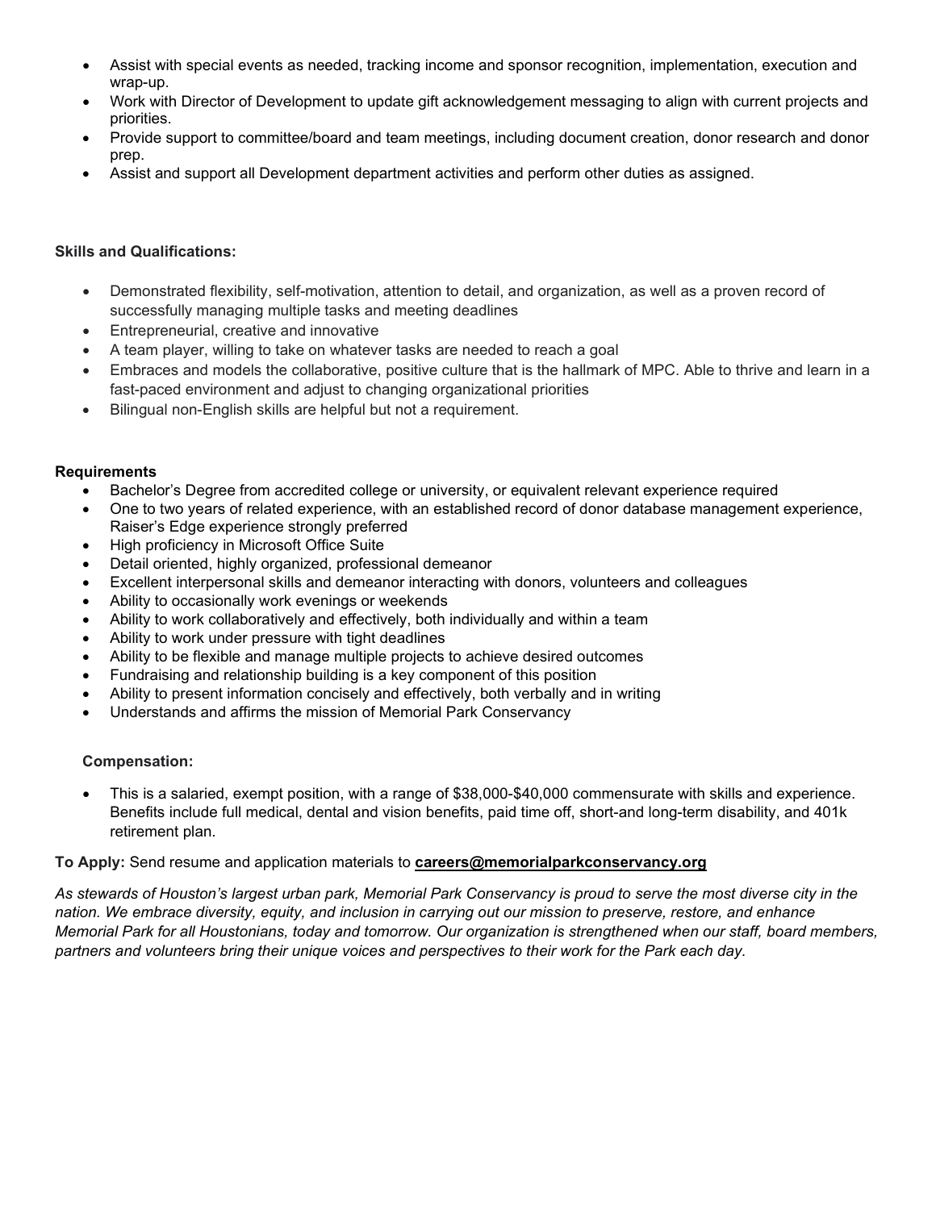- Assist with special events as needed, tracking income and sponsor recognition, implementation, execution and wrap-up.
- Work with Director of Development to update gift acknowledgement messaging to align with current projects and priorities.
- Provide support to committee/board and team meetings, including document creation, donor research and donor prep.
- Assist and support all Development department activities and perform other duties as assigned.

**Skills and Qualifications:**

- Demonstrated flexibility, self-motivation, attention to detail, and organization, as well as a proven record of successfully managing multiple tasks and meeting deadlines
- Entrepreneurial, creative and innovative
- A team player, willing to take on whatever tasks are needed to reach a goal
- Embraces and models the collaborative, positive culture that is the hallmark of MPC. Able to thrive and learn in a fast-paced environment and adjust to changing organizational priorities
- Bilingual non-English skills are helpful but not a requirement.

**Requirements**

- Bachelor's Degree from accredited college or university, or equivalent relevant experience required
- One to two years of related experience, with an established record of donor database management experience, Raiser's Edge experience strongly preferred
- High proficiency in Microsoft Office Suite
- Detail oriented, highly organized, professional demeanor
- Excellent interpersonal skills and demeanor interacting with donors, volunteers and colleagues
- Ability to occasionally work evenings or weekends
- Ability to work collaboratively and effectively, both individually and within a team
- Ability to work under pressure with tight deadlines
- Ability to be flexible and manage multiple projects to achieve desired outcomes
- Fundraising and relationship building is a key component of this position
- Ability to present information concisely and effectively, both verbally and in writing
- Understands and affirms the mission of Memorial Park Conservancy

**Compensation:**

- This is a salaried, exempt position, with a range of $38,000-$40,000 commensurate with skills and experience. Benefits include full medical, dental and vision benefits, paid time off, short-and long-term disability, and 401k retirement plan.

**To Apply:** Send resume and application materials to **careers@memorialparkconservancy.org**

*As stewards of Houston's largest urban park, Memorial Park Conservancy is proud to serve the most diverse city in the nation. We embrace diversity, equity, and inclusion in carrying out our mission to preserve, restore, and enhance Memorial Park for all Houstonians, today and tomorrow. Our organization is strengthened when our staff, board members, partners and volunteers bring their unique voices and perspectives to their work for the Park each day.*